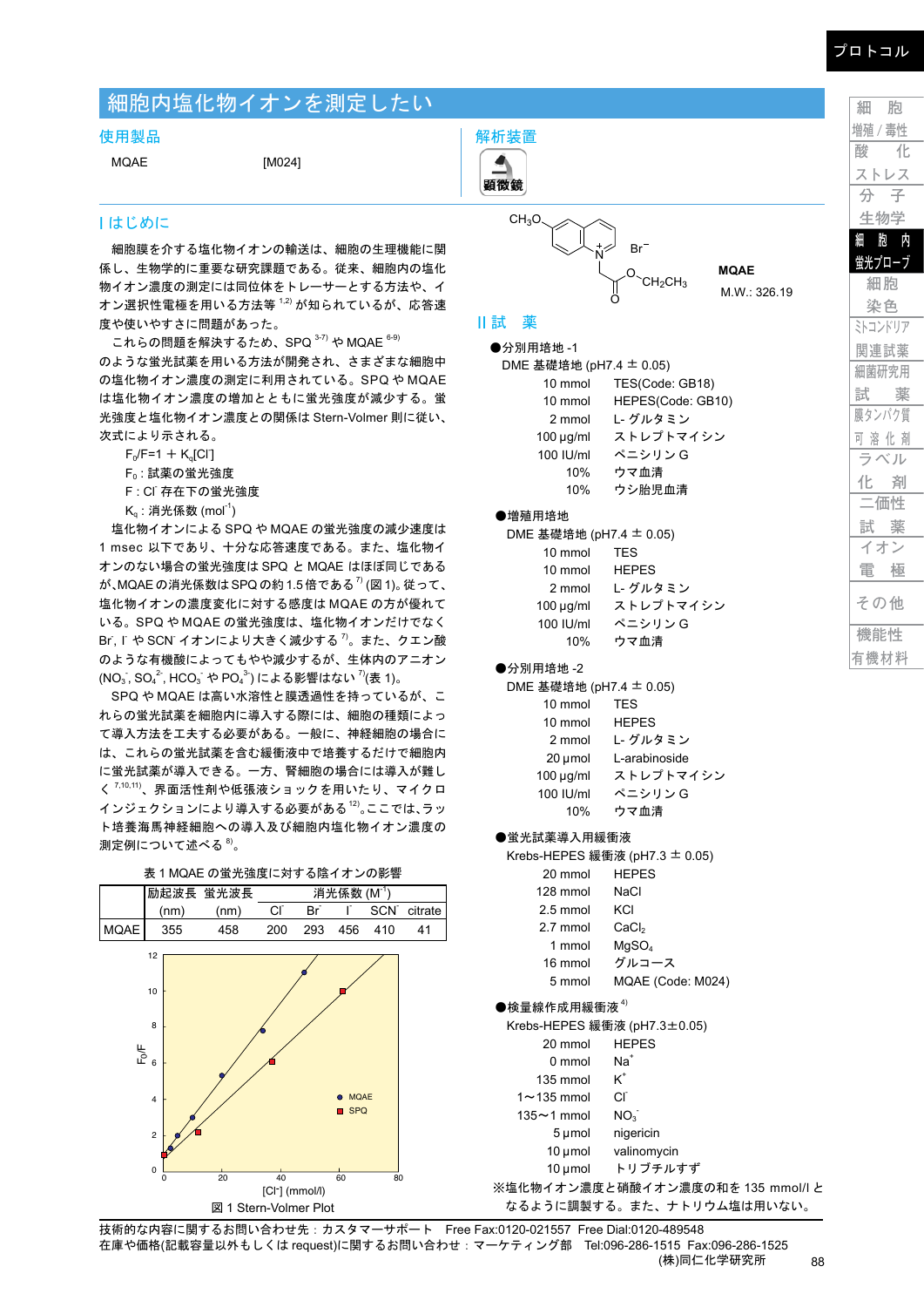# 細胞内塩化物イオンを測定したい

## 使用製品

MQAE　[M024]

## 解析装置

顕微鏡

## I はじめに

細胞膜を介する塩化物イオンの輸送は、細胞の生理機能に関係し、生物学的に重要な研究課題である。従来、細胞内の塩化物イオン濃度の測定には同位体をトレーサーとする方法や、イオン選択性電極を用いる方法等[1,2)]が知られているが、応答速度や使いやすさに問題があった。

これらの問題を解決するため、SPQ[3-7)] や MQAE[6-9)] のような蛍光試薬を用いる方法が開発され、さまざまな細胞中の塩化物イオン濃度の測定に利用されている。SPQ や MQAE は塩化物イオン濃度の増加とともに蛍光強度が減少する。蛍光強度と塩化物イオン濃度との関係は Stern-Volmer 則に従い、次式により示される。

$F_0/F = 1 + K_q[Cl^-]$

$F_0$ : 試薬の蛍光強度

F : $Cl^-$ 存在下の蛍光強度

$K_q$ : 消光係数 ($mol^{-1}$)

塩化物イオンによる SPQ や MQAE の蛍光強度の減少速度は 1 msec 以下であり、十分な応答速度である。また、塩化物イオンのない場合の蛍光強度は SPQ と MQAE はほぼ同じであるが、MQAE の消光係数は SPQ の約 1.5 倍である[7)] (図 1)。従って、塩化物イオンの濃度変化に対する感度は MQAE の方が優れている。SPQ や MQAE の蛍光強度は、塩化物イオンだけでなく $Br^-$, $I^-$ や $SCN^-$ イオンにより大きく減少する[7)]。また、クエン酸のような有機酸によってもやや減少するが、生体内のアニオン ($NO_3^-$, $SO_4^{2-}$, $HCO_3^-$ や $PO_4^{3-}$) による影響はない[7)] (表 1)。

SPQ や MQAE は高い水溶性と膜透過性を持っているが、これらの蛍光試薬を細胞内に導入する際には、細胞の種類によって導入方法を工夫する必要がある。一般に、神経細胞の場合には、これらの蛍光試薬を含む緩衝液中で培養するだけで細胞内に蛍光試薬が導入できる。一方、腎細胞の場合には導入が難しく[7,10,11)]、界面活性剤や低張液ショックを用いたり、マイクロインジェクションにより導入する必要がある[12)]。ここでは、ラット培養海馬神経細胞への導入及び細胞内塩化物イオン濃度の測定例について述べる[8)]。

表 1 MQAE の蛍光強度に対する陰イオンの影響

| | 励起波長 (nm) | 蛍光波長 (nm) | 消光係数 ($M^{-1}$) | | | | |
|---|---|---|---|---|---|---|---|
| | | | $Cl^-$ | $Br^-$ | $I^-$ | $SCN^-$ | citrate |
| MQAE | 355 | 458 | 200 | 293 | 456 | 410 | 41 |

図 1 Stern-Volmer Plot

MQAE　M.W.: 326.19

## II 試　薬

●分別用培地 -1

DME 基礎培地 (pH7.4 ± 0.05)

| | |
|---|---|
| 10 mmol | TES(Code: GB18) |
| 10 mmol | HEPES(Code: GB10) |
| 2 mmol | L- グルタミン |
| 100 µg/ml | ストレプトマイシン |
| 100 IU/ml | ペニシリン G |
| 10% | ウマ血清 |
| 10% | ウシ胎児血清 |

●増殖用培地

DME 基礎培地 (pH7.4 ± 0.05)

| | |
|---|---|
| 10 mmol | TES |
| 10 mmol | HEPES |
| 2 mmol | L- グルタミン |
| 100 µg/ml | ストレプトマイシン |
| 100 IU/ml | ペニシリン G |
| 10% | ウマ血清 |

●分別用培地 -2

DME 基礎培地 (pH7.4 ± 0.05)

| | |
|---|---|
| 10 mmol | TES |
| 10 mmol | HEPES |
| 2 mmol | L- グルタミン |
| 20 µmol | L-arabinoside |
| 100 µg/ml | ストレプトマイシン |
| 100 IU/ml | ペニシリン G |
| 10% | ウマ血清 |

●蛍光試薬導入用緩衝液

Krebs-HEPES 緩衝液 (pH7.3 ± 0.05)

| | |
|---|---|
| 20 mmol | HEPES |
| 128 mmol | NaCl |
| 2.5 mmol | KCl |
| 2.7 mmol | $CaCl_2$ |
| 1 mmol | $MgSO_4$ |
| 16 mmol | グルコース |
| 5 mmol | MQAE (Code: M024) |

●検量線作成用緩衝液[4)]

Krebs-HEPES 緩衝液 (pH7.3±0.05)

| | |
|---|---|
| 20 mmol | HEPES |
| 0 mmol | $Na^+$ |
| 135 mmol | $K^+$ |
| 1〜135 mmol | $Cl^-$ |
| 135〜1 mmol | $NO_3^-$ |
| 5 µmol | nigericin |
| 10 µmol | valinomycin |
| 10 µmol | トリブチルすず |

※塩化物イオン濃度と硝酸イオン濃度の和を 135 mmol/l となるように調製する。また、ナトリウム塩は用いない。

技術的な内容に関するお問い合わせ先：カスタマーサポート　Free Fax:0120-021557　Free Dial:0120-489548
在庫や価格(記載容量以外もしくは request)に関するお問い合わせ：マーケティング部　Tel:096-286-1515　Fax:096-286-1525
(株)同仁化学研究所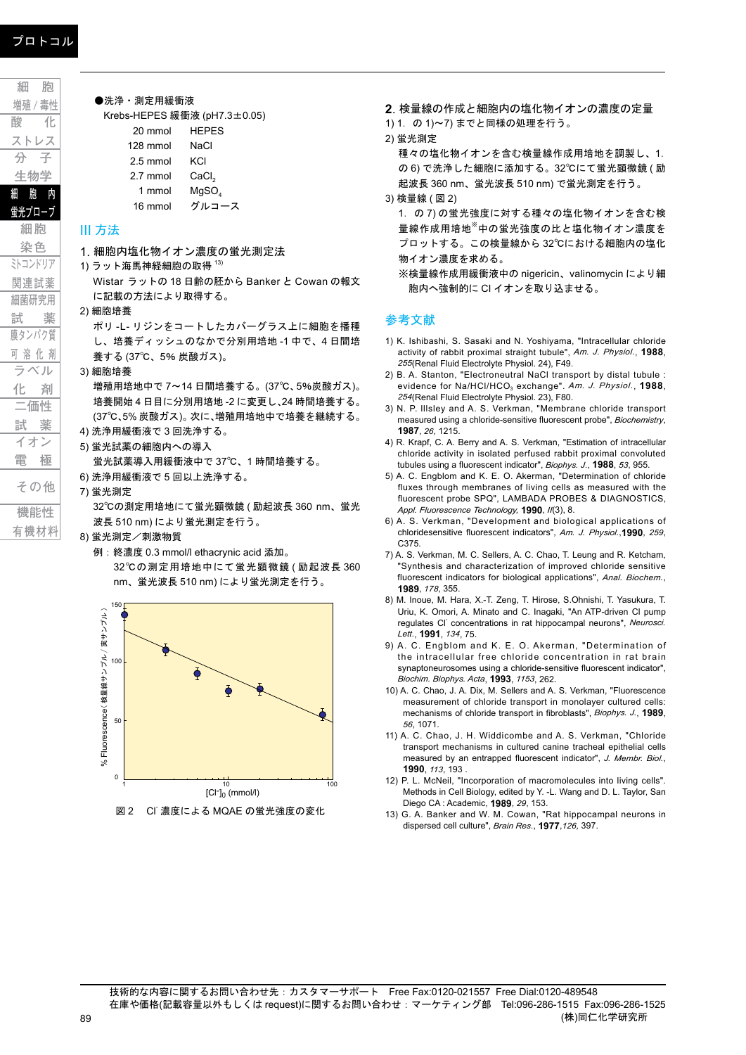●洗浄・測定用緩衝液

Krebs-HEPES 緩衝液 (pH7.3±0.05)

| | |
|---|---|
| 20 mmol | HEPES |
| 128 mmol | NaCl |
| 2.5 mmol | KCl |
| 2.7 mmol | $CaCl_2$ |
| 1 mmol | $MgSO_4$ |
| 16 mmol | グルコース |

## III 方法

### 1. 細胞内塩化物イオン濃度の蛍光測定法

1) ラット海馬神経細胞の取得[13]

Wistar ラットの 18 日齢の胚から Banker と Cowan の報文に記載の方法により取得する。

2) 細胞培養

ポリ -L- リジンをコートしたカバーグラス上に細胞を播種し、培養ディッシュのなかで分別用培地 -1 中で、4 日間培養する (37℃、5% 炭酸ガス)。

3) 細胞培養

増殖用培地中で 7～14 日間培養する。(37℃、5%炭酸ガス)。培養開始 4 日目に分別用培地 -2 に変更し、24 時間培養する。(37℃、5%炭酸ガス)。次に、増殖用培地中で培養を継続する。

4) 洗浄用緩衝液で 3 回洗浄する。

5) 蛍光試薬の細胞内への導入

蛍光試薬導入用緩衝液中で 37℃、1 時間培養する。

6) 洗浄用緩衝液で 5 回以上洗浄する。

7) 蛍光測定

32℃の測定用培地にて蛍光顕微鏡 ( 励起波長 360 nm、蛍光波長 510 nm) により蛍光測定を行う。

8) 蛍光測定／刺激物質

例：終濃度 0.3 mmol/l ethacrynic acid 添加。
32℃の測定用培地中にて蛍光顕微鏡 ( 励起波長 360 nm、蛍光波長 510 nm) により蛍光測定を行う。

% Fluorescence ( 検量線サンプル / 実サンプル )
150
100
50
0
1
10
100
$[Cl^-]_0$ (mmol/l)

図 2　$Cl^-$ 濃度による MQAE の蛍光強度の変化

### 2. 検量線の作成と細胞内の塩化物イオンの濃度の定量

1) 1.　の 1)～7) までと同様の処理を行う。

2) 蛍光測定

種々の塩化物イオンを含む検量線作成用培地を調製し、1. の 6) で洗浄した細胞に添加する。32℃にて蛍光顕微鏡 ( 励起波長 360 nm、蛍光波長 510 nm) で蛍光測定を行う。

3) 検量線 ( 図 2)

1.　の 7) の蛍光強度に対する種々の塩化物イオンを含む検量線作成用培地※中の蛍光強度の比と塩化物イオン濃度をプロットする。この検量線から 32℃における細胞内の塩化物イオン濃度を求める。

※検量線作成用緩衝液中の nigericin、valinomycin により細胞内へ強制的に Cl イオンを取り込ませる。

## 参考文献

1) K. Ishibashi, S. Sasaki and N. Yoshiyama, "Intracellular chloride activity of rabbit proximal straight tubule", *Am. J. Physiol.*, **1988**, *255*(Renal Fluid Electrolyte Physiol. 24), F49.

2) B. A. Stanton, "Electroneutral NaCl transport by distal tubule : evidence for Na/HCl/$HCO_3$ exchange". *Am. J. Physiol.*, **1988**, *254*(Renal Fluid Electrolyte Physiol. 23), F80.

3) N. P. Illsley and A. S. Verkman, "Membrane chloride transport measured using a chloride-sensitive fluorescent probe", *Biochemistry*, **1987**, *26*, 1215.

4) R. Krapf, C. A. Berry and A. S. Verkman, "Estimation of intracellular chloride activity in isolated perfused rabbit proximal convoluted tubules using a fluorescent indicator", *Biophys. J.*, **1988**, *53*, 955.

5) A. C. Engblom and K. E. O. Akerman, "Determination of chloride fluxes through membranes of living cells as measured with the fluorescent probe SPQ", LAMBADA PROBES & DIAGNOSTICS, *Appl. Fluorescence Technology,* **1990**, *II*(3), 8.

6) A. S. Verkman, "Development and biological applications of chloridesensitive fluorescent indicators", *Am. J. Physiol.*,**1990**, *259*, C375.

7) A. S. Verkman, M. C. Sellers, A. C. Chao, T. Leung and R. Ketcham, "Synthesis and characterization of improved chloride sensitive fluorescent indicators for biological applications", *Anal. Biochem.*, **1989**, *178*, 355.

8) M. Inoue, M. Hara, X.-T. Zeng, T. Hirose, S.Ohnishi, T. Yasukura, T. Uriu, K. Omori, A. Minato and C. Inagaki, "An ATP-driven Cl pump regulates $Cl^-$ concentrations in rat hippocampal neurons", *Neurosci. Lett.*, **1991**, *134*, 75.

9) A. C. Engblom and K. E. O. Akerman, "Determination of the intracellular free chloride concentration in rat brain synaptoneurosomes using a chloride-sensitive fluorescent indicator", *Biochim. Biophys. Acta*, **1993**, *1153*, 262.

10) A. C. Chao, J. A. Dix, M. Sellers and A. S. Verkman, "Fluorescence measurement of chloride transport in monolayer cultured cells: mechanisms of chloride transport in fibroblasts", *Biophys. J.*, **1989**, *56*, 1071.

11) A. C. Chao, J. H. Widdicombe and A. S. Verkman, "Chloride transport mechanisms in cultured canine tracheal epithelial cells measured by an entrapped fluorescent indicator", *J. Membr. Biol.*, **1990**, *113*, 193 .

12) P. L. McNeil, "Incorporation of macromolecules into living cells". Methods in Cell Biology, edited by Y. -L. Wang and D. L. Taylor, San Diego CA : Academic, **1989**, *29*, 153.

13) G. A. Banker and W. M. Cowan, "Rat hippocampal neurons in dispersed cell culture", *Brain Res.*, **1977**,*126*, 397.